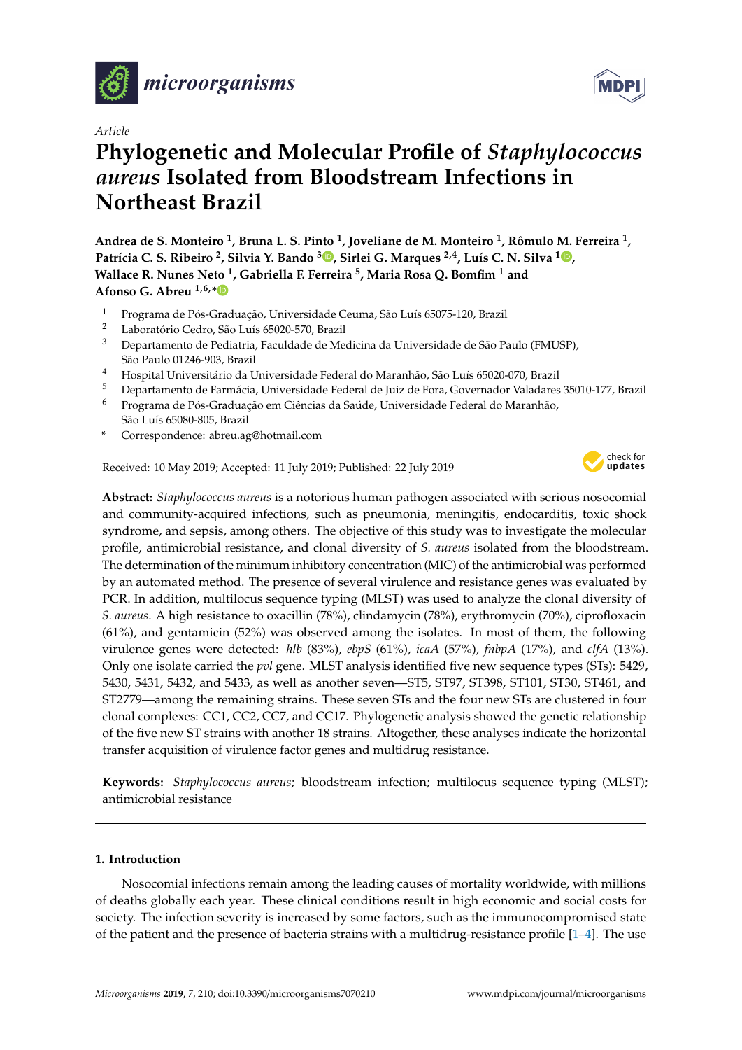*Article*

# Phylogenetic and Molecular Profile of *Staphylococcus aureus* Isolated from Bloodstream Infections in Northeast Brazil

**Andrea de S. Monteiro [1], Bruna L. S. Pinto [1], Joveliane de M. Monteiro [1], Rômulo M. Ferreira [1], Patrícia C. S. Ribeiro [2], Silvia Y. Bando [3], Sirlei G. Marques [2,4], Luís C. N. Silva [1], Wallace R. Nunes Neto [1], Gabriella F. Ferreira [5], Maria Rosa Q. Bomfim [1] and Afonso G. Abreu [1,6,*]**

1 Programa de Pós-Graduação, Universidade Ceuma, São Luís 65075-120, Brazil
2 Laboratório Cedro, São Luís 65020-570, Brazil
3 Departamento de Pediatria, Faculdade de Medicina da Universidade de São Paulo (FMUSP), São Paulo 01246-903, Brazil
4 Hospital Universitário da Universidade Federal do Maranhão, São Luís 65020-070, Brazil
5 Departamento de Farmácia, Universidade Federal de Juiz de Fora, Governador Valadares 35010-177, Brazil
6 Programa de Pós-Graduação em Ciências da Saúde, Universidade Federal do Maranhão, São Luís 65080-805, Brazil
\* Correspondence: abreu.ag@hotmail.com

Received: 10 May 2019; Accepted: 11 July 2019; Published: 22 July 2019

**Abstract:** *Staphylococcus aureus* is a notorious human pathogen associated with serious nosocomial and community-acquired infections, such as pneumonia, meningitis, endocarditis, toxic shock syndrome, and sepsis, among others. The objective of this study was to investigate the molecular profile, antimicrobial resistance, and clonal diversity of *S. aureus* isolated from the bloodstream. The determination of the minimum inhibitory concentration (MIC) of the antimicrobial was performed by an automated method. The presence of several virulence and resistance genes was evaluated by PCR. In addition, multilocus sequence typing (MLST) was used to analyze the clonal diversity of *S. aureus*. A high resistance to oxacillin (78%), clindamycin (78%), erythromycin (70%), ciprofloxacin (61%), and gentamicin (52%) was observed among the isolates. In most of them, the following virulence genes were detected: *hlb* (83%), *ebpS* (61%), *icaA* (57%), *fnbpA* (17%), and *clfA* (13%). Only one isolate carried the *pvl* gene. MLST analysis identified five new sequence types (STs): 5429, 5430, 5431, 5432, and 5433, as well as another seven—ST5, ST97, ST398, ST101, ST30, ST461, and ST2779—among the remaining strains. These seven STs and the four new STs are clustered in four clonal complexes: CC1, CC2, CC7, and CC17. Phylogenetic analysis showed the genetic relationship of the five new ST strains with another 18 strains. Altogether, these analyses indicate the horizontal transfer acquisition of virulence factor genes and multidrug resistance.

**Keywords:** *Staphylococcus aureus*; bloodstream infection; multilocus sequence typing (MLST); antimicrobial resistance

## 1. Introduction

Nosocomial infections remain among the leading causes of mortality worldwide, with millions of deaths globally each year. These clinical conditions result in high economic and social costs for society. The infection severity is increased by some factors, such as the immunocompromised state of the patient and the presence of bacteria strains with a multidrug-resistance profile [1–4]. The use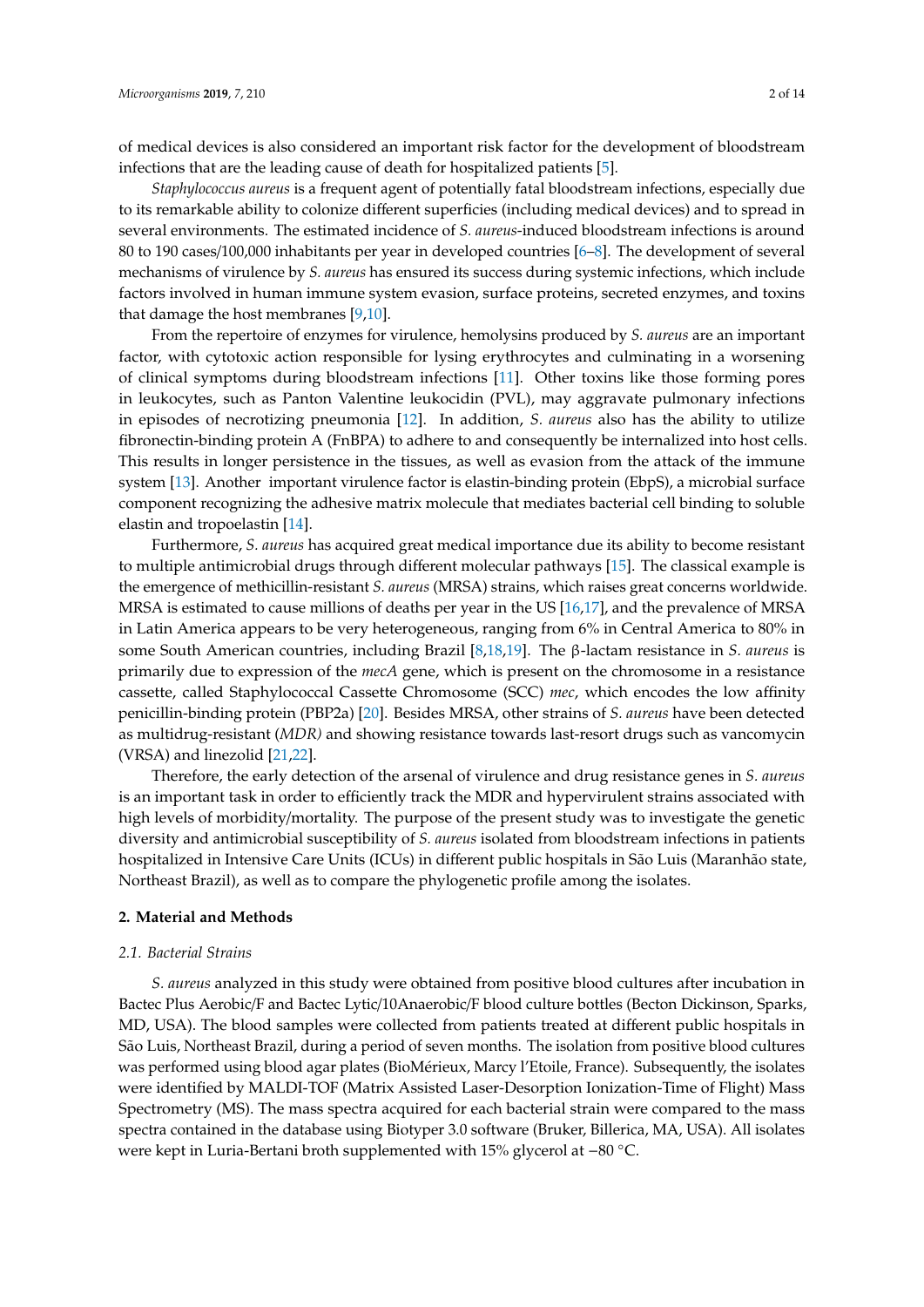of medical devices is also considered an important risk factor for the development of bloodstream infections that are the leading cause of death for hospitalized patients [5].

*Staphylococcus aureus* is a frequent agent of potentially fatal bloodstream infections, especially due to its remarkable ability to colonize different superficies (including medical devices) and to spread in several environments. The estimated incidence of *S. aureus*-induced bloodstream infections is around 80 to 190 cases/100,000 inhabitants per year in developed countries [6–8]. The development of several mechanisms of virulence by *S. aureus* has ensured its success during systemic infections, which include factors involved in human immune system evasion, surface proteins, secreted enzymes, and toxins that damage the host membranes [9,10].

From the repertoire of enzymes for virulence, hemolysins produced by *S. aureus* are an important factor, with cytotoxic action responsible for lysing erythrocytes and culminating in a worsening of clinical symptoms during bloodstream infections [11]. Other toxins like those forming pores in leukocytes, such as Panton Valentine leukocidin (PVL), may aggravate pulmonary infections in episodes of necrotizing pneumonia [12]. In addition, *S. aureus* also has the ability to utilize fibronectin-binding protein A (FnBPA) to adhere to and consequently be internalized into host cells. This results in longer persistence in the tissues, as well as evasion from the attack of the immune system [13]. Another important virulence factor is elastin-binding protein (EbpS), a microbial surface component recognizing the adhesive matrix molecule that mediates bacterial cell binding to soluble elastin and tropoelastin [14].

Furthermore, *S. aureus* has acquired great medical importance due its ability to become resistant to multiple antimicrobial drugs through different molecular pathways [15]. The classical example is the emergence of methicillin-resistant *S. aureus* (MRSA) strains, which raises great concerns worldwide. MRSA is estimated to cause millions of deaths per year in the US [16,17], and the prevalence of MRSA in Latin America appears to be very heterogeneous, ranging from 6% in Central America to 80% in some South American countries, including Brazil [8,18,19]. The β-lactam resistance in *S. aureus* is primarily due to expression of the *mecA* gene, which is present on the chromosome in a resistance cassette, called Staphylococcal Cassette Chromosome (SCC) *mec*, which encodes the low affinity penicillin-binding protein (PBP2a) [20]. Besides MRSA, other strains of *S. aureus* have been detected as multidrug-resistant (*MDR)* and showing resistance towards last-resort drugs such as vancomycin (VRSA) and linezolid [21,22].

Therefore, the early detection of the arsenal of virulence and drug resistance genes in *S. aureus* is an important task in order to efficiently track the MDR and hypervirulent strains associated with high levels of morbidity/mortality. The purpose of the present study was to investigate the genetic diversity and antimicrobial susceptibility of *S. aureus* isolated from bloodstream infections in patients hospitalized in Intensive Care Units (ICUs) in different public hospitals in São Luis (Maranhão state, Northeast Brazil), as well as to compare the phylogenetic profile among the isolates.

## 2. Material and Methods

### 2.1. Bacterial Strains

*S. aureus* analyzed in this study were obtained from positive blood cultures after incubation in Bactec Plus Aerobic/F and Bactec Lytic/10Anaerobic/F blood culture bottles (Becton Dickinson, Sparks, MD, USA). The blood samples were collected from patients treated at different public hospitals in São Luis, Northeast Brazil, during a period of seven months. The isolation from positive blood cultures was performed using blood agar plates (BioMérieux, Marcy l'Etoile, France). Subsequently, the isolates were identified by MALDI-TOF (Matrix Assisted Laser-Desorption Ionization-Time of Flight) Mass Spectrometry (MS). The mass spectra acquired for each bacterial strain were compared to the mass spectra contained in the database using Biotyper 3.0 software (Bruker, Billerica, MA, USA). All isolates were kept in Luria-Bertani broth supplemented with 15% glycerol at −80 °C.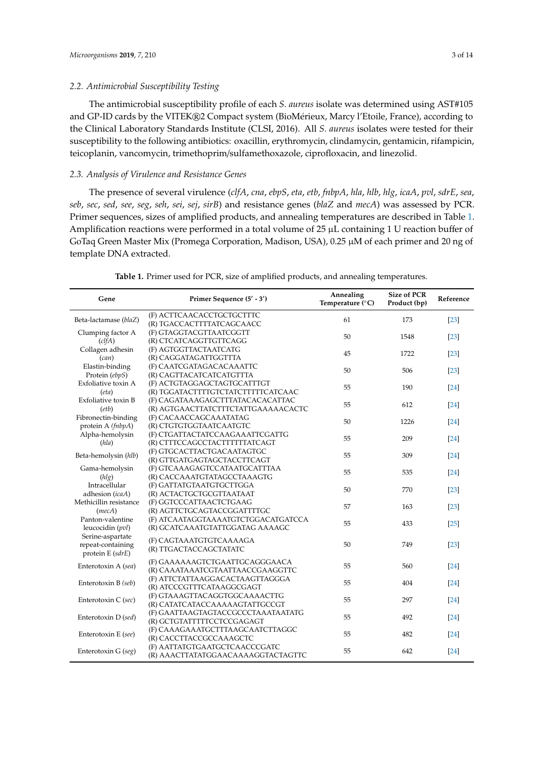### 2.2. Antimicrobial Susceptibility Testing

The antimicrobial susceptibility profile of each *S. aureus* isolate was determined using AST#105 and GP-ID cards by the VITEK®2 Compact system (BioMérieux, Marcy l'Etoile, France), according to the Clinical Laboratory Standards Institute (CLSI, 2016). All *S. aureus* isolates were tested for their susceptibility to the following antibiotics: oxacillin, erythromycin, clindamycin, gentamicin, rifampicin, teicoplanin, vancomycin, trimethoprim/sulfamethoxazole, ciprofloxacin, and linezolid.

### 2.3. Analysis of Virulence and Resistance Genes

The presence of several virulence (*clfA*, *cna*, *ebpS*, *eta*, *etb*, *fnbpA*, *hla*, *hlb*, *hlg*, *icaA*, *pvl*, *sdrE*, *sea*, *seb*, *sec*, *sed*, *see*, *seg*, *seh*, *sei*, *sej*, *sirB*) and resistance genes (*blaZ* and *mecA*) was assessed by PCR. Primer sequences, sizes of amplified products, and annealing temperatures are described in Table 1. Amplification reactions were performed in a total volume of 25 µL containing 1 U reaction buffer of GoTaq Green Master Mix (Promega Corporation, Madison, USA), 0.25 µM of each primer and 20 ng of template DNA extracted.

**Table 1.** Primer used for PCR, size of amplified products, and annealing temperatures.

| Gene | Primer Sequence (5' - 3') | Annealing Temperature (°C) | Size of PCR Product (bp) | Reference |
|---|---|---|---|---|
| Beta-lactamase (*blaZ*) | (F) ACTTCAACACCTGCTGCTTTC<br>(R) TGACCACTTTTATCAGCAACC | 61 | 173 | [23] |
| Clumping factor A (*clfA*) | (F) GTAGGTACGTTAATCGGTT<br>(R) CTCATCAGGTTGTTCAGG | 50 | 1548 | [23] |
| Collagen adhesin (*can*) | (F) AGTGGTTACTAATCATG<br>(R) CAGGATAGATTGGTTTA | 45 | 1722 | [23] |
| Elastin-binding Protein (*ebpS*) | (F) CAATCGATAGACACAAATTC<br>(R) CAGTTACATCATCATGTTTA | 50 | 506 | [23] |
| Exfoliative toxin A (*eta*) | (F) ACTGTAGGAGCTAGTGCATTTGT<br>(R) TGGATACTTTTGTCTATCTTTTTCATCAAC | 55 | 190 | [24] |
| Exfoliative toxin B (*etb*) | (F) CAGATAAAGAGCTTTATACACACATTAC<br>(R) AGTGAACTTATCTTTCTATTGAAAAACACTC | 55 | 612 | [24] |
| Fibronectin-binding protein A (*fnbpA*) | (F) CACAACCAGCAAATATAG<br>(R) CTGTGTGGTAATCAATGTC | 50 | 1226 | [24] |
| Alpha-hemolysin (*hla*) | (F) CTGATTACTATCCAAGAAATTCGATTG<br>(R) CTTTCCAGCCTACTTTTTTATCAGT | 55 | 209 | [24] |
| Beta-hemolysin (*hlb*) | (F) GTGCACTTACTGACAATAGTGC<br>(R) GTTGATGAGTAGCTACCTTCAGT | 55 | 309 | [24] |
| Gama-hemolysin (*hlg*) | (F) GTCAAAGAGTCCATAATGCATTAA<br>(R) CACCAAATGTATAGCCTAAAGTG | 55 | 535 | [24] |
| Intracellular adhesion (*icaA*) | (F) GATTATGTAATGTGCTTGGA<br>(R) ACTACTGCTGCGTTAATAAT | 50 | 770 | [23] |
| Methicillin resistance (*mecA*) | (F) GGTCCCATTAACTCTGAAG<br>(R) AGTTCTGCAGTACCGGATTTTGC | 57 | 163 | [23] |
| Panton-valentine leucocidin (*pvl*) | (F) ATCAATAGGTAAAATGTCTGGACATGATCCA<br>(R) GCATCAAATGTATTGGATAG AAAAGC | 55 | 433 | [25] |
| Serine-aspartate repeat-containing protein E (*sdrE*) | (F) CAGTAAATGTGTCAAAAGA<br>(R) TTGACTACCAGCTATATC | 50 | 749 | [23] |
| Enterotoxin A (*sea*) | (F) GAAAAAAGTCTGAATTGCAGGGAACA<br>(R) CAAATAAATCGTAATTAACCGAAGGTTC | 55 | 560 | [24] |
| Enterotoxin B (*seb*) | (F) ATTCTATTAAGGACACTAAGTTAGGGA<br>(R) ATCCCGTTTCATAAGGCGAGT | 55 | 404 | [24] |
| Enterotoxin C (*sec*) | (F) GTAAAGTTACAGGTGGCAAAACTTG<br>(R) CATATCATACCAAAAAGTATTGCCGT | 55 | 297 | [24] |
| Enterotoxin D (*sed*) | (F) GAATTAAGTAGTACCGCCCTAAATAATATG<br>(R) GCTGTATTTTTCCTCCGAGAGT | 55 | 492 | [24] |
| Enterotoxin E (*see*) | (F) CAAAGAAATGCTTTAAGCAATCTTAGGC<br>(R) CACCTTACCGCCAAAGCTC | 55 | 482 | [24] |
| Enterotoxin G (*seg*) | (F) AATTATGTGAATGCTCAACCCGATC<br>(R) AAACTTATATGGAACAAAAGGTACTAGTTC | 55 | 642 | [24] |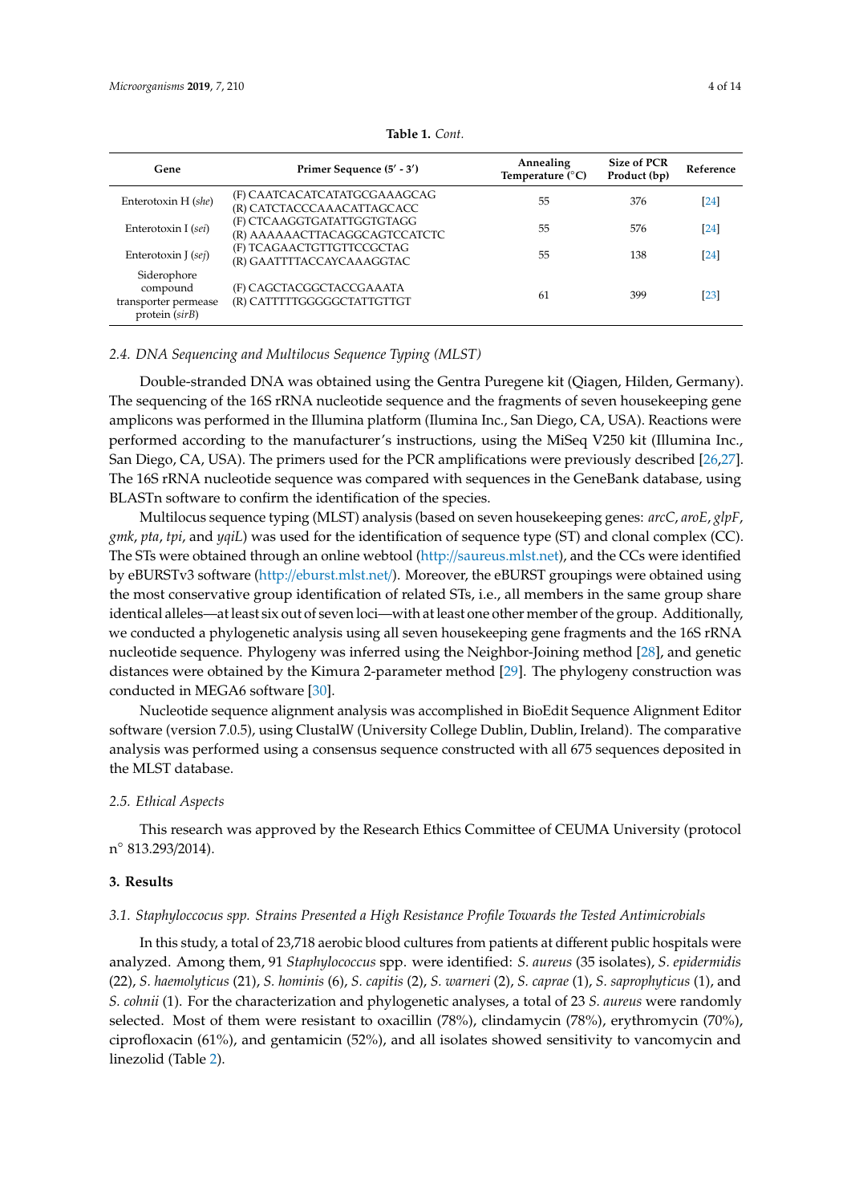**Table 1.** *Cont.*

| Gene | Primer Sequence (5′ - 3′) | Annealing Temperature (°C) | Size of PCR Product (bp) | Reference |
|---|---|---|---|---|
| Enterotoxin H (*she*) | (F) CAATCACATCATATGCGAAAGCAG<br>(R) CATCTACCCAAACATTAGCACC | 55 | 376 | [24] |
| Enterotoxin I (*sei*) | (F) CTCAAGGTGATATTGGTGTAGG<br>(R) AAAAAACTTACAGGCAGTCCATCTC | 55 | 576 | [24] |
| Enterotoxin J (*sej*) | (F) TCAGAACTGTTGTTCCGCTAG<br>(R) GAATTTTACCAYCAAAGGTAC | 55 | 138 | [24] |
| Siderophore compound transporter permease protein (*sirB*) | (F) CAGCTACGGCTACCGAAATA<br>(R) CATTTTTGGGGGCTATTGTTGT | 61 | 399 | [23] |

### 2.4. DNA Sequencing and Multilocus Sequence Typing (MLST)

Double-stranded DNA was obtained using the Gentra Puregene kit (Qiagen, Hilden, Germany). The sequencing of the 16S rRNA nucleotide sequence and the fragments of seven housekeeping gene amplicons was performed in the Illumina platform (Illumina Inc., San Diego, CA, USA). Reactions were performed according to the manufacturer's instructions, using the MiSeq V250 kit (Illumina Inc., San Diego, CA, USA). The primers used for the PCR amplifications were previously described [26,27]. The 16S rRNA nucleotide sequence was compared with sequences in the GeneBank database, using BLASTn software to confirm the identification of the species.

Multilocus sequence typing (MLST) analysis (based on seven housekeeping genes: *arcC*, *aroE*, *glpF*, *gmk*, *pta*, *tpi*, and *yqiL*) was used for the identification of sequence type (ST) and clonal complex (CC). The STs were obtained through an online webtool (http://saureus.mlst.net), and the CCs were identified by eBURSTv3 software (http://eburst.mlst.net/). Moreover, the eBURST groupings were obtained using the most conservative group identification of related STs, i.e., all members in the same group share identical alleles—at least six out of seven loci—with at least one other member of the group. Additionally, we conducted a phylogenetic analysis using all seven housekeeping gene fragments and the 16S rRNA nucleotide sequence. Phylogeny was inferred using the Neighbor-Joining method [28], and genetic distances were obtained by the Kimura 2-parameter method [29]. The phylogeny construction was conducted in MEGA6 software [30].

Nucleotide sequence alignment analysis was accomplished in BioEdit Sequence Alignment Editor software (version 7.0.5), using ClustalW (University College Dublin, Dublin, Ireland). The comparative analysis was performed using a consensus sequence constructed with all 675 sequences deposited in the MLST database.

### 2.5. Ethical Aspects

This research was approved by the Research Ethics Committee of CEUMA University (protocol n° 813.293/2014).

## 3. Results

### 3.1. Staphyloccocus spp. Strains Presented a High Resistance Profile Towards the Tested Antimicrobials

In this study, a total of 23,718 aerobic blood cultures from patients at different public hospitals were analyzed. Among them, 91 *Staphylococcus* spp. were identified: *S. aureus* (35 isolates), *S. epidermidis* (22), *S. haemolyticus* (21), *S. hominis* (6), *S. capitis* (2), *S. warneri* (2), *S. caprae* (1), *S. saprophyticus* (1), and *S. cohnii* (1). For the characterization and phylogenetic analyses, a total of 23 *S. aureus* were randomly selected. Most of them were resistant to oxacillin (78%), clindamycin (78%), erythromycin (70%), ciprofloxacin (61%), and gentamicin (52%), and all isolates showed sensitivity to vancomycin and linezolid (Table 2).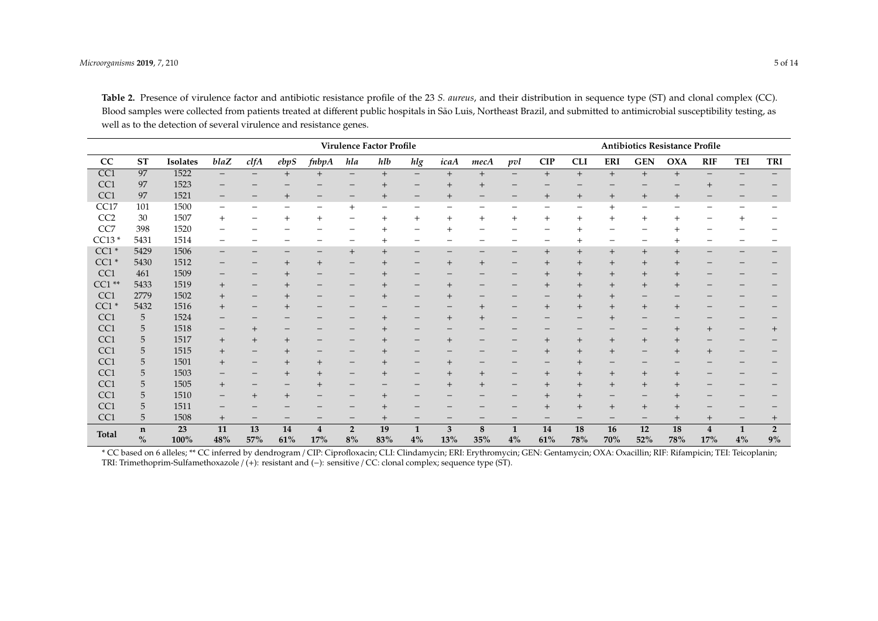**Table 2.** Presence of virulence factor and antibiotic resistance profile of the 23 *S. aureus*, and their distribution in sequence type (ST) and clonal complex (CC). Blood samples were collected from patients treated at different public hospitals in São Luis, Northeast Brazil, and submitted to antimicrobial susceptibility testing, as well as to the detection of several virulence and resistance genes.

| | | | Virulence Factor Profile | | | | | | | | | | Antibiotics Resistance Profile | | | | | | | |
|---|---|---|---|---|---|---|---|---|---|---|---|---|---|---|---|---|---|---|---|---|
| CC | ST | Isolates | *blaZ* | *clfA* | *ebpS* | *fnbpA* | *hla* | *hlb* | *hlg* | *icaA* | *mecA* | *pvl* | CIP | CLI | ERI | GEN | OXA | RIF | TEI | TRI |
| CC1 | 97 | 1522 | − | − | + | + | − | + | − | + | + | − | + | + | + | + | + | − | − | − |
| CC1 | 97 | 1523 | − | − | − | − | − | + | − | + | + | − | − | − | − | − | − | + | − | − |
| CC1 | 97 | 1521 | − | − | + | − | − | + | − | + | − | − | + | + | + | + | + | − | − | − |
| CC17 | 101 | 1500 | − | − | − | − | + | − | − | − | − | − | − | − | + | − | − | − | − | − |
| CC2 | 30 | 1507 | + | − | + | + | − | + | + | + | + | + | + | + | + | + | + | − | + | − |
| CC7 | 398 | 1520 | − | − | − | − | − | + | − | + | − | − | − | + | − | − | + | − | − | − |
| CC13 * | 5431 | 1514 | − | − | − | − | − | + | − | − | − | − | − | + | − | − | + | − | − | − |
| CC1 * | 5429 | 1506 | − | − | − | − | + | + | − | − | − | − | + | + | + | + | + | − | − | − |
| CC1 * | 5430 | 1512 | − | − | + | + | − | + | − | + | + | − | + | + | + | + | + | − | − | − |
| CC1 | 461 | 1509 | − | − | + | − | − | + | − | − | − | − | + | + | + | + | + | − | − | − |
| CC1 ** | 5433 | 1519 | + | − | + | − | − | + | − | + | − | − | + | + | + | + | + | − | − | − |
| CC1 | 2779 | 1502 | + | − | + | − | − | + | − | + | − | − | − | + | + | − | − | − | − | − |
| CC1 * | 5432 | 1516 | + | − | + | − | − | − | − | − | + | − | + | + | + | + | + | − | − | − |
| CC1 | 5 | 1524 | − | − | − | − | − | + | − | + | + | − | − | − | + | − | − | − | − | − |
| CC1 | 5 | 1518 | − | + | − | − | − | + | − | − | − | − | − | − | − | − | + | + | − | + |
| CC1 | 5 | 1517 | + | + | + | − | − | + | − | + | − | − | + | + | + | + | + | − | − | − |
| CC1 | 5 | 1515 | + | − | + | − | − | + | − | − | − | − | + | + | + | − | + | + | − | − |
| CC1 | 5 | 1501 | + | − | + | + | − | + | − | + | − | − | − | + | − | − | − | − | − | − |
| CC1 | 5 | 1503 | − | − | + | + | − | + | − | + | + | − | + | + | + | + | + | − | − | − |
| CC1 | 5 | 1505 | + | − | − | + | − | − | − | + | + | − | + | + | + | + | + | − | − | − |
| CC1 | 5 | 1510 | − | + | + | − | − | + | − | − | − | − | + | + | − | − | + | − | − | − |
| CC1 | 5 | 1511 | − | − | − | − | − | + | − | − | − | − | + | + | + | + | + | − | − | − |
| CC1 | 5 | 1508 | + | − | − | − | − | + | − | − | − | − | − | − | − | − | + | + | − | + |
| Total | n | 23 | 11 | 13 | 14 | 4 | 2 | 19 | 1 | 3 | 8 | 1 | 14 | 18 | 16 | 12 | 18 | 4 | 1 | 2 |
| | % | 100% | 48% | 57% | 61% | 17% | 8% | 83% | 4% | 13% | 35% | 4% | 61% | 78% | 70% | 52% | 78% | 17% | 4% | 9% |

\* CC based on 6 alleles; ** CC inferred by dendrogram / CIP: Ciprofloxacin; CLI: Clindamycin; ERI: Erythromycin; GEN: Gentamycin; OXA: Oxacillin; RIF: Rifampicin; TEI: Teicoplanin; TRI: Trimethoprim-Sulfamethoxazole / (+): resistant and (−): sensitive / CC: clonal complex; sequence type (ST).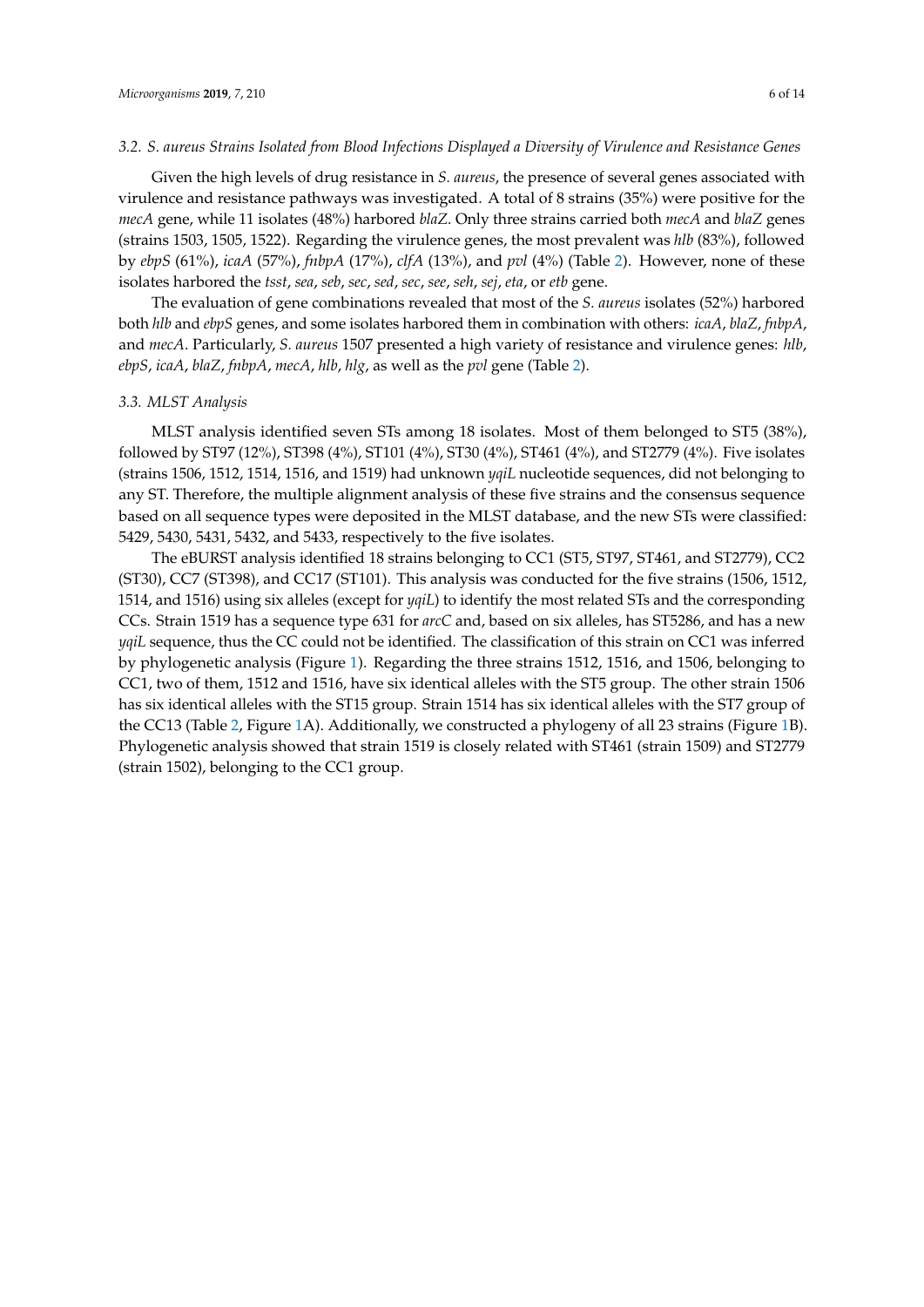### 3.2. *S. aureus* Strains Isolated from Blood Infections Displayed a Diversity of Virulence and Resistance Genes

Given the high levels of drug resistance in *S. aureus*, the presence of several genes associated with virulence and resistance pathways was investigated. A total of 8 strains (35%) were positive for the *mecA* gene, while 11 isolates (48%) harbored *blaZ*. Only three strains carried both *mecA* and *blaZ* genes (strains 1503, 1505, 1522). Regarding the virulence genes, the most prevalent was *hlb* (83%), followed by *ebpS* (61%), *icaA* (57%), *fnbpA* (17%), *clfA* (13%), and *pvl* (4%) (Table 2). However, none of these isolates harbored the *tsst*, *sea*, *seb*, *sec*, *sed*, *sec*, *see*, *seh*, *sej*, *eta*, or *etb* gene.

The evaluation of gene combinations revealed that most of the *S. aureus* isolates (52%) harbored both *hlb* and *ebpS* genes, and some isolates harbored them in combination with others: *icaA*, *blaZ*, *fnbpA*, and *mecA*. Particularly, *S. aureus* 1507 presented a high variety of resistance and virulence genes: *hlb*, *ebpS*, *icaA*, *blaZ*, *fnbpA*, *mecA*, *hlb*, *hlg*, as well as the *pvl* gene (Table 2).

### 3.3. MLST Analysis

MLST analysis identified seven STs among 18 isolates. Most of them belonged to ST5 (38%), followed by ST97 (12%), ST398 (4%), ST101 (4%), ST30 (4%), ST461 (4%), and ST2779 (4%). Five isolates (strains 1506, 1512, 1514, 1516, and 1519) had unknown *yqiL* nucleotide sequences, did not belonging to any ST. Therefore, the multiple alignment analysis of these five strains and the consensus sequence based on all sequence types were deposited in the MLST database, and the new STs were classified: 5429, 5430, 5431, 5432, and 5433, respectively to the five isolates.

The eBURST analysis identified 18 strains belonging to CC1 (ST5, ST97, ST461, and ST2779), CC2 (ST30), CC7 (ST398), and CC17 (ST101). This analysis was conducted for the five strains (1506, 1512, 1514, and 1516) using six alleles (except for *yqiL*) to identify the most related STs and the corresponding CCs. Strain 1519 has a sequence type 631 for *arcC* and, based on six alleles, has ST5286, and has a new *yqiL* sequence, thus the CC could not be identified. The classification of this strain on CC1 was inferred by phylogenetic analysis (Figure 1). Regarding the three strains 1512, 1516, and 1506, belonging to CC1, two of them, 1512 and 1516, have six identical alleles with the ST5 group. The other strain 1506 has six identical alleles with the ST15 group. Strain 1514 has six identical alleles with the ST7 group of the CC13 (Table 2, Figure 1A). Additionally, we constructed a phylogeny of all 23 strains (Figure 1B). Phylogenetic analysis showed that strain 1519 is closely related with ST461 (strain 1509) and ST2779 (strain 1502), belonging to the CC1 group.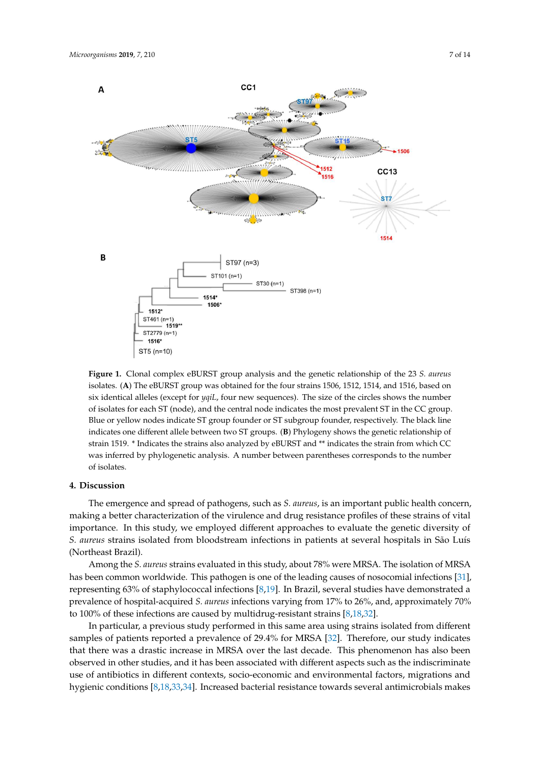**Figure 1.** Clonal complex eBURST group analysis and the genetic relationship of the 23 *S. aureus* isolates. (**A**) The eBURST group was obtained for the four strains 1506, 1512, 1514, and 1516, based on six identical alleles (except for *yqiL*, four new sequences). The size of the circles shows the number of isolates for each ST (node), and the central node indicates the most prevalent ST in the CC group. Blue or yellow nodes indicate ST group founder or ST subgroup founder, respectively. The black line indicates one different allele between two ST groups. (**B**) Phylogeny shows the genetic relationship of strain 1519. * Indicates the strains also analyzed by eBURST and ** indicates the strain from which CC was inferred by phylogenetic analysis. A number between parentheses corresponds to the number of isolates.

## 4. Discussion

The emergence and spread of pathogens, such as *S. aureus*, is an important public health concern, making a better characterization of the virulence and drug resistance profiles of these strains of vital importance. In this study, we employed different approaches to evaluate the genetic diversity of *S. aureus* strains isolated from bloodstream infections in patients at several hospitals in São Luís (Northeast Brazil).

Among the *S. aureus* strains evaluated in this study, about 78% were MRSA. The isolation of MRSA has been common worldwide. This pathogen is one of the leading causes of nosocomial infections [31], representing 63% of staphylococcal infections [8,19]. In Brazil, several studies have demonstrated a prevalence of hospital-acquired *S. aureus* infections varying from 17% to 26%, and, approximately 70% to 100% of these infections are caused by multidrug-resistant strains [8,18,32].

In particular, a previous study performed in this same area using strains isolated from different samples of patients reported a prevalence of 29.4% for MRSA [32]. Therefore, our study indicates that there was a drastic increase in MRSA over the last decade. This phenomenon has also been observed in other studies, and it has been associated with different aspects such as the indiscriminate use of antibiotics in different contexts, socio-economic and environmental factors, migrations and hygienic conditions [8,18,33,34]. Increased bacterial resistance towards several antimicrobials makes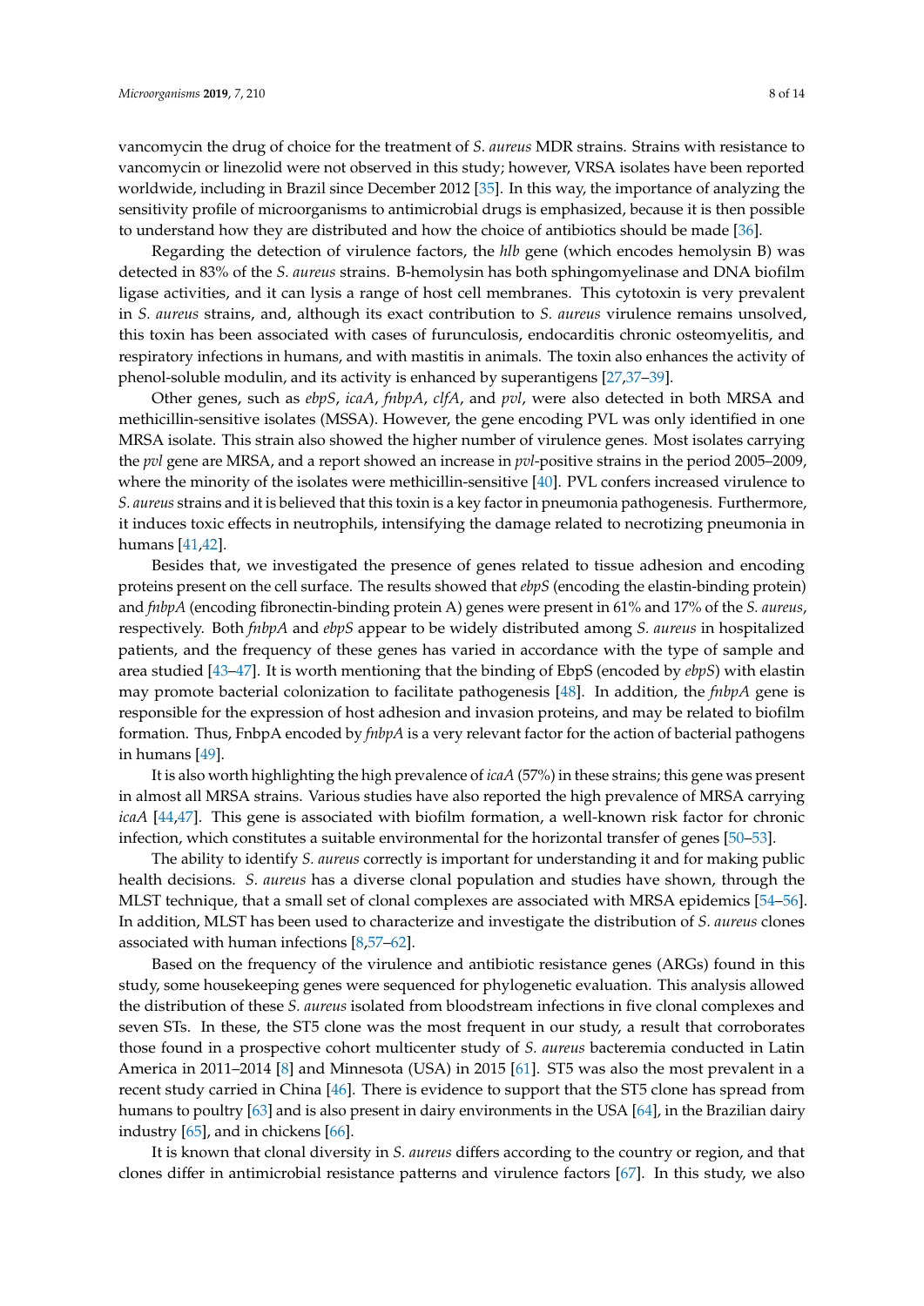vancomycin the drug of choice for the treatment of *S. aureus* MDR strains. Strains with resistance to vancomycin or linezolid were not observed in this study; however, VRSA isolates have been reported worldwide, including in Brazil since December 2012 [35]. In this way, the importance of analyzing the sensitivity profile of microorganisms to antimicrobial drugs is emphasized, because it is then possible to understand how they are distributed and how the choice of antibiotics should be made [36].

Regarding the detection of virulence factors, the *hlb* gene (which encodes hemolysin B) was detected in 83% of the *S. aureus* strains. B-hemolysin has both sphingomyelinase and DNA biofilm ligase activities, and it can lysis a range of host cell membranes. This cytotoxin is very prevalent in *S. aureus* strains, and, although its exact contribution to *S. aureus* virulence remains unsolved, this toxin has been associated with cases of furunculosis, endocarditis chronic osteomyelitis, and respiratory infections in humans, and with mastitis in animals. The toxin also enhances the activity of phenol-soluble modulin, and its activity is enhanced by superantigens [27,37–39].

Other genes, such as *ebpS*, *icaA*, *fnbpA*, *clfA*, and *pvl*, were also detected in both MRSA and methicillin-sensitive isolates (MSSA). However, the gene encoding PVL was only identified in one MRSA isolate. This strain also showed the higher number of virulence genes. Most isolates carrying the *pvl* gene are MRSA, and a report showed an increase in *pvl*-positive strains in the period 2005–2009, where the minority of the isolates were methicillin-sensitive [40]. PVL confers increased virulence to *S. aureus* strains and it is believed that this toxin is a key factor in pneumonia pathogenesis. Furthermore, it induces toxic effects in neutrophils, intensifying the damage related to necrotizing pneumonia in humans [41,42].

Besides that, we investigated the presence of genes related to tissue adhesion and encoding proteins present on the cell surface. The results showed that *ebpS* (encoding the elastin-binding protein) and *fnbpA* (encoding fibronectin-binding protein A) genes were present in 61% and 17% of the *S. aureus*, respectively. Both *fnbpA* and *ebpS* appear to be widely distributed among *S. aureus* in hospitalized patients, and the frequency of these genes has varied in accordance with the type of sample and area studied [43–47]. It is worth mentioning that the binding of EbpS (encoded by *ebpS*) with elastin may promote bacterial colonization to facilitate pathogenesis [48]. In addition, the *fnbpA* gene is responsible for the expression of host adhesion and invasion proteins, and may be related to biofilm formation. Thus, FnbpA encoded by *fnbpA* is a very relevant factor for the action of bacterial pathogens in humans [49].

It is also worth highlighting the high prevalence of *icaA* (57%) in these strains; this gene was present in almost all MRSA strains. Various studies have also reported the high prevalence of MRSA carrying *icaA* [44,47]. This gene is associated with biofilm formation, a well-known risk factor for chronic infection, which constitutes a suitable environmental for the horizontal transfer of genes [50–53].

The ability to identify *S. aureus* correctly is important for understanding it and for making public health decisions. *S. aureus* has a diverse clonal population and studies have shown, through the MLST technique, that a small set of clonal complexes are associated with MRSA epidemics [54–56]. In addition, MLST has been used to characterize and investigate the distribution of *S. aureus* clones associated with human infections [8,57–62].

Based on the frequency of the virulence and antibiotic resistance genes (ARGs) found in this study, some housekeeping genes were sequenced for phylogenetic evaluation. This analysis allowed the distribution of these *S. aureus* isolated from bloodstream infections in five clonal complexes and seven STs. In these, the ST5 clone was the most frequent in our study, a result that corroborates those found in a prospective cohort multicenter study of *S. aureus* bacteremia conducted in Latin America in 2011–2014 [8] and Minnesota (USA) in 2015 [61]. ST5 was also the most prevalent in a recent study carried in China [46]. There is evidence to support that the ST5 clone has spread from humans to poultry [63] and is also present in dairy environments in the USA [64], in the Brazilian dairy industry [65], and in chickens [66].

It is known that clonal diversity in *S. aureus* differs according to the country or region, and that clones differ in antimicrobial resistance patterns and virulence factors [67]. In this study, we also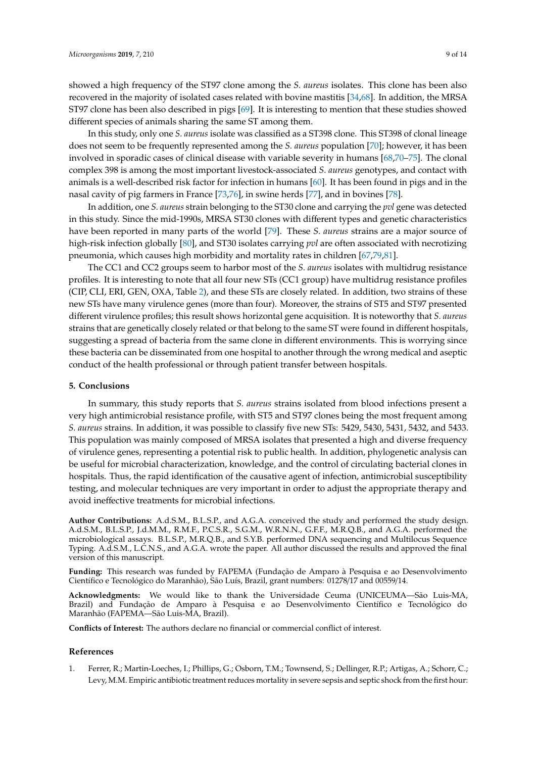showed a high frequency of the ST97 clone among the *S. aureus* isolates. This clone has been also recovered in the majority of isolated cases related with bovine mastitis [34,68]. In addition, the MRSA ST97 clone has been also described in pigs [69]. It is interesting to mention that these studies showed different species of animals sharing the same ST among them.

In this study, only one *S. aureus* isolate was classified as a ST398 clone. This ST398 of clonal lineage does not seem to be frequently represented among the *S. aureus* population [70]; however, it has been involved in sporadic cases of clinical disease with variable severity in humans [68,70–75]. The clonal complex 398 is among the most important livestock-associated *S. aureus* genotypes, and contact with animals is a well-described risk factor for infection in humans [60]. It has been found in pigs and in the nasal cavity of pig farmers in France [73,76], in swine herds [77], and in bovines [78].

In addition, one *S. aureus* strain belonging to the ST30 clone and carrying the *pvl* gene was detected in this study. Since the mid-1990s, MRSA ST30 clones with different types and genetic characteristics have been reported in many parts of the world [79]. These *S. aureus* strains are a major source of high-risk infection globally [80], and ST30 isolates carrying *pvl* are often associated with necrotizing pneumonia, which causes high morbidity and mortality rates in children [67,79,81].

The CC1 and CC2 groups seem to harbor most of the *S. aureus* isolates with multidrug resistance profiles. It is interesting to note that all four new STs (CC1 group) have multidrug resistance profiles (CIP, CLI, ERI, GEN, OXA, Table 2), and these STs are closely related. In addition, two strains of these new STs have many virulence genes (more than four). Moreover, the strains of ST5 and ST97 presented different virulence profiles; this result shows horizontal gene acquisition. It is noteworthy that *S. aureus* strains that are genetically closely related or that belong to the same ST were found in different hospitals, suggesting a spread of bacteria from the same clone in different environments. This is worrying since these bacteria can be disseminated from one hospital to another through the wrong medical and aseptic conduct of the health professional or through patient transfer between hospitals.

## 5. Conclusions

In summary, this study reports that *S. aureus* strains isolated from blood infections present a very high antimicrobial resistance profile, with ST5 and ST97 clones being the most frequent among *S. aureus* strains. In addition, it was possible to classify five new STs: 5429, 5430, 5431, 5432, and 5433. This population was mainly composed of MRSA isolates that presented a high and diverse frequency of virulence genes, representing a potential risk to public health. In addition, phylogenetic analysis can be useful for microbial characterization, knowledge, and the control of circulating bacterial clones in hospitals. Thus, the rapid identification of the causative agent of infection, antimicrobial susceptibility testing, and molecular techniques are very important in order to adjust the appropriate therapy and avoid ineffective treatments for microbial infections.

**Author Contributions:** A.d.S.M., B.L.S.P., and A.G.A. conceived the study and performed the study design. A.d.S.M., B.L.S.P., J.d.M.M., R.M.F., P.C.S.R., S.G.M., W.R.N.N., G.F.F., M.R.Q.B., and A.G.A. performed the microbiological assays. B.L.S.P., M.R.Q.B., and S.Y.B. performed DNA sequencing and Multilocus Sequence Typing. A.d.S.M., L.C.N.S., and A.G.A. wrote the paper. All author discussed the results and approved the final version of this manuscript.

**Funding:** This research was funded by FAPEMA (Fundação de Amparo à Pesquisa e ao Desenvolvimento Científico e Tecnológico do Maranhão), São Luís, Brazil, grant numbers: 01278/17 and 00559/14.

**Acknowledgments:** We would like to thank the Universidade Ceuma (UNICEUMA—São Luis-MA, Brazil) and Fundação de Amparo à Pesquisa e ao Desenvolvimento Científico e Tecnológico do Maranhão (FAPEMA—São Luis-MA, Brazil).

**Conflicts of Interest:** The authors declare no financial or commercial conflict of interest.

## References

1. Ferrer, R.; Martin-Loeches, I.; Phillips, G.; Osborn, T.M.; Townsend, S.; Dellinger, R.P.; Artigas, A.; Schorr, C.; Levy, M.M. Empiric antibiotic treatment reduces mortality in severe sepsis and septic shock from the first hour: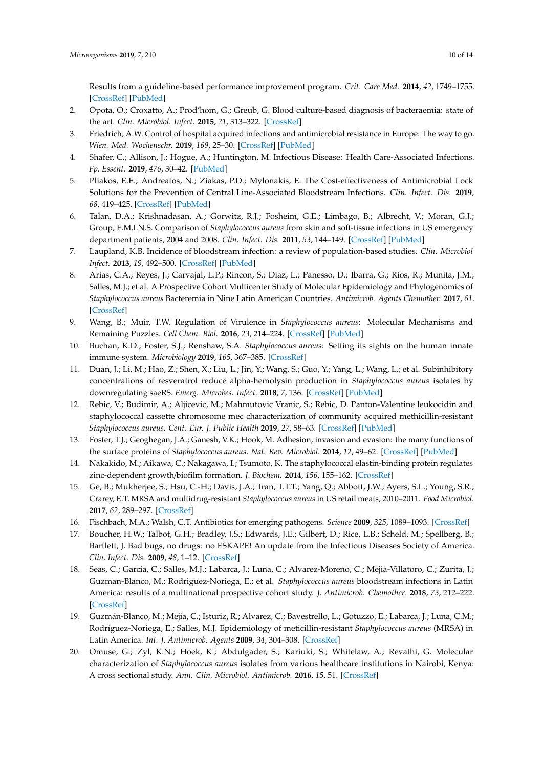Results from a guideline-based performance improvement program. *Crit. Care Med.* **2014**, *42*, 1749–1755. [CrossRef] [PubMed]

2. Opota, O.; Croxatto, A.; Prod'hom, G.; Greub, G. Blood culture-based diagnosis of bacteraemia: state of the art. *Clin. Microbiol. Infect.* **2015**, *21*, 313–322. [CrossRef]
3. Friedrich, A.W. Control of hospital acquired infections and antimicrobial resistance in Europe: The way to go. *Wien. Med. Wochenschr.* **2019**, *169*, 25–30. [CrossRef] [PubMed]
4. Shafer, C.; Allison, J.; Hogue, A.; Huntington, M. Infectious Disease: Health Care-Associated Infections. *Fp. Essent.* **2019**, *476*, 30–42. [PubMed]
5. Pliakos, E.E.; Andreatos, N.; Ziakas, P.D.; Mylonakis, E. The Cost-effectiveness of Antimicrobial Lock Solutions for the Prevention of Central Line-Associated Bloodstream Infections. *Clin. Infect. Dis.* **2019**, *68*, 419–425. [CrossRef] [PubMed]
6. Talan, D.A.; Krishnadasan, A.; Gorwitz, R.J.; Fosheim, G.E.; Limbago, B.; Albrecht, V.; Moran, G.J.; Group, E.M.I.N.S. Comparison of *Staphylococcus aureus* from skin and soft-tissue infections in US emergency department patients, 2004 and 2008. *Clin. Infect. Dis.* **2011**, *53*, 144–149. [CrossRef] [PubMed]
7. Laupland, K.B. Incidence of bloodstream infection: a review of population-based studies. *Clin. Microbiol Infect.* **2013**, *19*, 492–500. [CrossRef] [PubMed]
8. Arias, C.A.; Reyes, J.; Carvajal, L.P.; Rincon, S.; Diaz, L.; Panesso, D.; Ibarra, G.; Rios, R.; Munita, J.M.; Salles, M.J.; et al. A Prospective Cohort Multicenter Study of Molecular Epidemiology and Phylogenomics of *Staphylococcus aureus* Bacteremia in Nine Latin American Countries. *Antimicrob. Agents Chemother.* **2017**, *61*. [CrossRef]
9. Wang, B.; Muir, T.W. Regulation of Virulence in *Staphylococcus aureus*: Molecular Mechanisms and Remaining Puzzles. *Cell Chem. Biol.* **2016**, *23*, 214–224. [CrossRef] [PubMed]
10. Buchan, K.D.; Foster, S.J.; Renshaw, S.A. *Staphylococcus aureus*: Setting its sights on the human innate immune system. *Microbiology* **2019**, *165*, 367–385. [CrossRef]
11. Duan, J.; Li, M.; Hao, Z.; Shen, X.; Liu, L.; Jin, Y.; Wang, S.; Guo, Y.; Yang, L.; Wang, L.; et al. Subinhibitory concentrations of resveratrol reduce alpha-hemolysin production in *Staphylococcus aureus* isolates by downregulating saeRS. *Emerg. Microbes. Infect.* **2018**, *7*, 136. [CrossRef] [PubMed]
12. Rebic, V.; Budimir, A.; Aljicevic, M.; Mahmutovic Vranic, S.; Rebic, D. Panton-Valentine leukocidin and staphylococcal cassette chromosome mec characterization of community acquired methicillin-resistant *Staphylococcus aureus*. *Cent. Eur. J. Public Health* **2019**, *27*, 58–63. [CrossRef] [PubMed]
13. Foster, T.J.; Geoghegan, J.A.; Ganesh, V.K.; Hook, M. Adhesion, invasion and evasion: the many functions of the surface proteins of *Staphylococcus aureus*. *Nat. Rev. Microbiol.* **2014**, *12*, 49–62. [CrossRef] [PubMed]
14. Nakakido, M.; Aikawa, C.; Nakagawa, I.; Tsumoto, K. The staphylococcal elastin-binding protein regulates zinc-dependent growth/biofilm formation. *J. Biochem.* **2014**, *156*, 155–162. [CrossRef]
15. Ge, B.; Mukherjee, S.; Hsu, C.-H.; Davis, J.A.; Tran, T.T.T.; Yang, Q.; Abbott, J.W.; Ayers, S.L.; Young, S.R.; Crarey, E.T. MRSA and multidrug-resistant *Staphylococcus aureus* in US retail meats, 2010–2011. *Food Microbiol.* **2017**, *62*, 289–297. [CrossRef]
16. Fischbach, M.A.; Walsh, C.T. Antibiotics for emerging pathogens. *Science* **2009**, *325*, 1089–1093. [CrossRef]
17. Boucher, H.W.; Talbot, G.H.; Bradley, J.S.; Edwards, J.E.; Gilbert, D.; Rice, L.B.; Scheld, M.; Spellberg, B.; Bartlett, J. Bad bugs, no drugs: no ESKAPE! An update from the Infectious Diseases Society of America. *Clin. Infect. Dis.* **2009**, *48*, 1–12. [CrossRef]
18. Seas, C.; Garcia, C.; Salles, M.J.; Labarca, J.; Luna, C.; Alvarez-Moreno, C.; Mejia-Villatoro, C.; Zurita, J.; Guzman-Blanco, M.; Rodriguez-Noriega, E.; et al. *Staphylococcus aureus* bloodstream infections in Latin America: results of a multinational prospective cohort study. *J. Antimicrob. Chemother.* **2018**, *73*, 212–222. [CrossRef]
19. Guzmán-Blanco, M.; Mejía, C.; Isturiz, R.; Alvarez, C.; Bavestrello, L.; Gotuzzo, E.; Labarca, J.; Luna, C.M.; Rodríguez-Noriega, E.; Salles, M.J. Epidemiology of meticillin-resistant *Staphylococcus aureus* (MRSA) in Latin America. *Int. J. Antimicrob. Agents* **2009**, *34*, 304–308. [CrossRef]
20. Omuse, G.; Zyl, K.N.; Hoek, K.; Abdulgader, S.; Kariuki, S.; Whitelaw, A.; Revathi, G. Molecular characterization of *Staphylococcus aureus* isolates from various healthcare institutions in Nairobi, Kenya: A cross sectional study. *Ann. Clin. Microbiol. Antimicrob.* **2016**, *15*, 51. [CrossRef]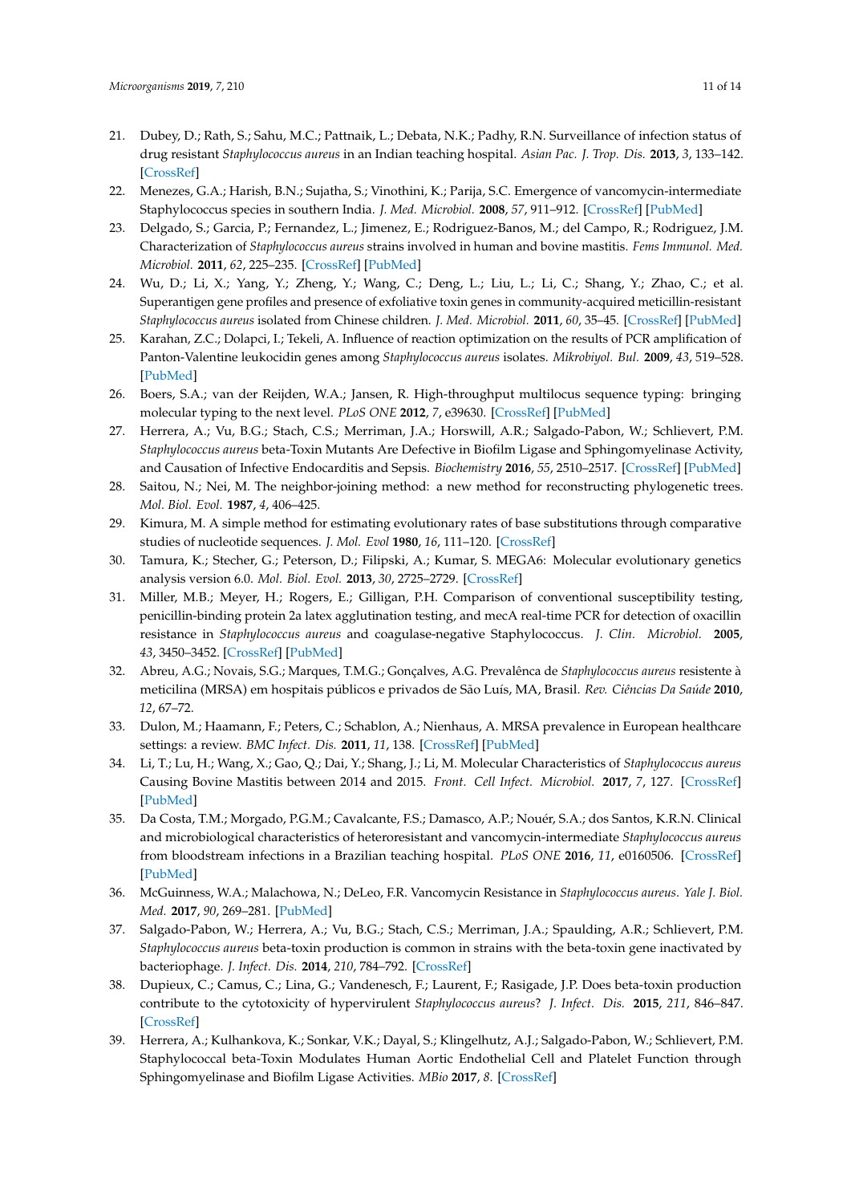21. Dubey, D.; Rath, S.; Sahu, M.C.; Pattnaik, L.; Debata, N.K.; Padhy, R.N. Surveillance of infection status of drug resistant *Staphylococcus aureus* in an Indian teaching hospital. *Asian Pac. J. Trop. Dis.* **2013**, *3*, 133–142. [CrossRef]
22. Menezes, G.A.; Harish, B.N.; Sujatha, S.; Vinothini, K.; Parija, S.C. Emergence of vancomycin-intermediate Staphylococcus species in southern India. *J. Med. Microbiol.* **2008**, *57*, 911–912. [CrossRef] [PubMed]
23. Delgado, S.; Garcia, P.; Fernandez, L.; Jimenez, E.; Rodriguez-Banos, M.; del Campo, R.; Rodriguez, J.M. Characterization of *Staphylococcus aureus* strains involved in human and bovine mastitis. *Fems Immunol. Med. Microbiol.* **2011**, *62*, 225–235. [CrossRef] [PubMed]
24. Wu, D.; Li, X.; Yang, Y.; Zheng, Y.; Wang, C.; Deng, L.; Liu, L.; Li, C.; Shang, Y.; Zhao, C.; et al. Superantigen gene profiles and presence of exfoliative toxin genes in community-acquired meticillin-resistant *Staphylococcus aureus* isolated from Chinese children. *J. Med. Microbiol.* **2011**, *60*, 35–45. [CrossRef] [PubMed]
25. Karahan, Z.C.; Dolapci, I.; Tekeli, A. Influence of reaction optimization on the results of PCR amplification of Panton-Valentine leukocidin genes among *Staphylococcus aureus* isolates. *Mikrobiyol. Bul.* **2009**, *43*, 519–528. [PubMed]
26. Boers, S.A.; van der Reijden, W.A.; Jansen, R. High-throughput multilocus sequence typing: bringing molecular typing to the next level. *PLoS ONE* **2012**, *7*, e39630. [CrossRef] [PubMed]
27. Herrera, A.; Vu, B.G.; Stach, C.S.; Merriman, J.A.; Horswill, A.R.; Salgado-Pabon, W.; Schlievert, P.M. *Staphylococcus aureus* beta-Toxin Mutants Are Defective in Biofilm Ligase and Sphingomyelinase Activity, and Causation of Infective Endocarditis and Sepsis. *Biochemistry* **2016**, *55*, 2510–2517. [CrossRef] [PubMed]
28. Saitou, N.; Nei, M. The neighbor-joining method: a new method for reconstructing phylogenetic trees. *Mol. Biol. Evol.* **1987**, *4*, 406–425.
29. Kimura, M. A simple method for estimating evolutionary rates of base substitutions through comparative studies of nucleotide sequences. *J. Mol. Evol* **1980**, *16*, 111–120. [CrossRef]
30. Tamura, K.; Stecher, G.; Peterson, D.; Filipski, A.; Kumar, S. MEGA6: Molecular evolutionary genetics analysis version 6.0. *Mol. Biol. Evol.* **2013**, *30*, 2725–2729. [CrossRef]
31. Miller, M.B.; Meyer, H.; Rogers, E.; Gilligan, P.H. Comparison of conventional susceptibility testing, penicillin-binding protein 2a latex agglutination testing, and mecA real-time PCR for detection of oxacillin resistance in *Staphylococcus aureus* and coagulase-negative Staphylococcus. *J. Clin. Microbiol.* **2005**, *43*, 3450–3452. [CrossRef] [PubMed]
32. Abreu, A.G.; Novais, S.G.; Marques, T.M.G.; Gonçalves, A.G. Prevalência de *Staphylococcus aureus* resistente à meticilina (MRSA) em hospitais públicos e privados de São Luís, MA, Brasil. *Rev. Ciências Da Saúde* **2010**, *12*, 67–72.
33. Dulon, M.; Haamann, F.; Peters, C.; Schablon, A.; Nienhaus, A. MRSA prevalence in European healthcare settings: a review. *BMC Infect. Dis.* **2011**, *11*, 138. [CrossRef] [PubMed]
34. Li, T.; Lu, H.; Wang, X.; Gao, Q.; Dai, Y.; Shang, J.; Li, M. Molecular Characteristics of *Staphylococcus aureus* Causing Bovine Mastitis between 2014 and 2015. *Front. Cell Infect. Microbiol.* **2017**, *7*, 127. [CrossRef] [PubMed]
35. Da Costa, T.M.; Morgado, P.G.M.; Cavalcante, F.S.; Damasco, A.P.; Nouér, S.A.; dos Santos, K.R.N. Clinical and microbiological characteristics of heteroresistant and vancomycin-intermediate *Staphylococcus aureus* from bloodstream infections in a Brazilian teaching hospital. *PLoS ONE* **2016**, *11*, e0160506. [CrossRef] [PubMed]
36. McGuinness, W.A.; Malachowa, N.; DeLeo, F.R. Vancomycin Resistance in *Staphylococcus aureus*. *Yale J. Biol. Med.* **2017**, *90*, 269–281. [PubMed]
37. Salgado-Pabon, W.; Herrera, A.; Vu, B.G.; Stach, C.S.; Merriman, J.A.; Spaulding, A.R.; Schlievert, P.M. *Staphylococcus aureus* beta-toxin production is common in strains with the beta-toxin gene inactivated by bacteriophage. *J. Infect. Dis.* **2014**, *210*, 784–792. [CrossRef]
38. Dupieux, C.; Camus, C.; Lina, G.; Vandenesch, F.; Laurent, F.; Rasigade, J.P. Does beta-toxin production contribute to the cytotoxicity of hypervirulent *Staphylococcus aureus*? *J. Infect. Dis.* **2015**, *211*, 846–847. [CrossRef]
39. Herrera, A.; Kulhankova, K.; Sonkar, V.K.; Dayal, S.; Klingelhutz, A.J.; Salgado-Pabon, W.; Schlievert, P.M. Staphylococcal beta-Toxin Modulates Human Aortic Endothelial Cell and Platelet Function through Sphingomyelinase and Biofilm Ligase Activities. *MBio* **2017**, *8*. [CrossRef]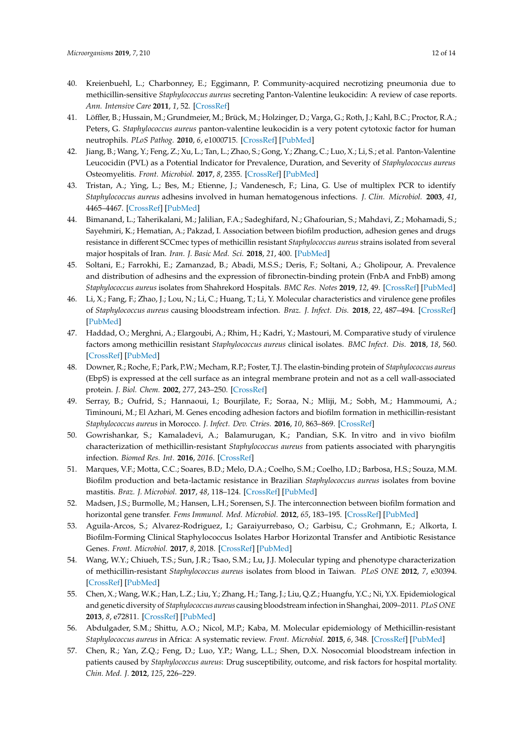40. Kreienbuehl, L.; Charbonney, E.; Eggimann, P. Community-acquired necrotizing pneumonia due to methicillin-sensitive *Staphylococcus aureus* secreting Panton-Valentine leukocidin: A review of case reports. *Ann. Intensive Care* **2011**, *1*, 52. [CrossRef]
41. Löffler, B.; Hussain, M.; Grundmeier, M.; Brück, M.; Holzinger, D.; Varga, G.; Roth, J.; Kahl, B.C.; Proctor, R.A.; Peters, G. *Staphylococcus aureus* panton-valentine leukocidin is a very potent cytotoxic factor for human neutrophils. *PLoS Pathog.* **2010**, *6*, e1000715. [CrossRef] [PubMed]
42. Jiang, B.; Wang, Y.; Feng, Z.; Xu, L.; Tan, L.; Zhao, S.; Gong, Y.; Zhang, C.; Luo, X.; Li, S.; et al. Panton-Valentine Leucocidin (PVL) as a Potential Indicator for Prevalence, Duration, and Severity of *Staphylococcus aureus* Osteomyelitis. *Front. Microbiol.* **2017**, *8*, 2355. [CrossRef] [PubMed]
43. Tristan, A.; Ying, L.; Bes, M.; Etienne, J.; Vandenesch, F.; Lina, G. Use of multiplex PCR to identify *Staphylococcus aureus* adhesins involved in human hematogenous infections. *J. Clin. Microbiol.* **2003**, *41*, 4465–4467. [CrossRef] [PubMed]
44. Bimanand, L.; Taherikalani, M.; Jalilian, F.A.; Sadeghifard, N.; Ghafourian, S.; Mahdavi, Z.; Mohamadi, S.; Sayehmiri, K.; Hematian, A.; Pakzad, I. Association between biofilm production, adhesion genes and drugs resistance in different SCCmec types of methicillin resistant *Staphylococcus aureus* strains isolated from several major hospitals of Iran. *Iran. J. Basic Med. Sci.* **2018**, *21*, 400. [PubMed]
45. Soltani, E.; Farrokhi, E.; Zamanzad, B.; Abadi, M.S.S.; Deris, F.; Soltani, A.; Gholipour, A. Prevalence and distribution of adhesins and the expression of fibronectin-binding protein (FnbA and FnbB) among *Staphylococcus aureus* isolates from Shahrekord Hospitals. *BMC Res. Notes* **2019**, *12*, 49. [CrossRef] [PubMed]
46. Li, X.; Fang, F.; Zhao, J.; Lou, N.; Li, C.; Huang, T.; Li, Y. Molecular characteristics and virulence gene profiles of *Staphylococcus aureus* causing bloodstream infection. *Braz. J. Infect. Dis.* **2018**, *22*, 487–494. [CrossRef] [PubMed]
47. Haddad, O.; Merghni, A.; Elargoubi, A.; Rhim, H.; Kadri, Y.; Mastouri, M. Comparative study of virulence factors among methicillin resistant *Staphylococcus aureus* clinical isolates. *BMC Infect. Dis.* **2018**, *18*, 560. [CrossRef] [PubMed]
48. Downer, R.; Roche, F.; Park, P.W.; Mecham, R.P.; Foster, T.J. The elastin-binding protein of *Staphylococcus aureus* (EbpS) is expressed at the cell surface as an integral membrane protein and not as a cell wall-associated protein. *J. Biol. Chem.* **2002**, *277*, 243–250. [CrossRef]
49. Serray, B.; Oufrid, S.; Hannaoui, I.; Bourjilate, F.; Soraa, N.; Mliji, M.; Sobh, M.; Hammoumi, A.; Timinouni, M.; El Azhari, M. Genes encoding adhesion factors and biofilm formation in methicillin-resistant *Staphylococcus aureus* in Morocco. *J. Infect. Dev. Ctries.* **2016**, *10*, 863–869. [CrossRef]
50. Gowrishankar, S.; Kamaladevi, A.; Balamurugan, K.; Pandian, S.K. In vitro and in vivo biofilm characterization of methicillin-resistant *Staphylococcus aureus* from patients associated with pharyngitis infection. *Biomed Res. Int.* **2016**, *2016*. [CrossRef]
51. Marques, V.F.; Motta, C.C.; Soares, B.D.; Melo, D.A.; Coelho, S.M.; Coelho, I.D.; Barbosa, H.S.; Souza, M.M. Biofilm production and beta-lactamic resistance in Brazilian *Staphylococcus aureus* isolates from bovine mastitis. *Braz. J. Microbiol.* **2017**, *48*, 118–124. [CrossRef] [PubMed]
52. Madsen, J.S.; Burmolle, M.; Hansen, L.H.; Sorensen, S.J. The interconnection between biofilm formation and horizontal gene transfer. *Fems Immunol. Med. Microbiol.* **2012**, *65*, 183–195. [CrossRef] [PubMed]
53. Aguila-Arcos, S.; Alvarez-Rodriguez, I.; Garaiyurrebaso, O.; Garbisu, C.; Grohmann, E.; Alkorta, I. Biofilm-Forming Clinical Staphylococcus Isolates Harbor Horizontal Transfer and Antibiotic Resistance Genes. *Front. Microbiol.* **2017**, *8*, 2018. [CrossRef] [PubMed]
54. Wang, W.Y.; Chiueh, T.S.; Sun, J.R.; Tsao, S.M.; Lu, J.J. Molecular typing and phenotype characterization of methicillin-resistant *Staphylococcus aureus* isolates from blood in Taiwan. *PLoS ONE* **2012**, *7*, e30394. [CrossRef] [PubMed]
55. Chen, X.; Wang, W.K.; Han, L.Z.; Liu, Y.; Zhang, H.; Tang, J.; Liu, Q.Z.; Huangfu, Y.C.; Ni, Y.X. Epidemiological and genetic diversity of *Staphylococcus aureus* causing bloodstream infection in Shanghai, 2009–2011. *PLoS ONE* **2013**, *8*, e72811. [CrossRef] [PubMed]
56. Abdulgader, S.M.; Shittu, A.O.; Nicol, M.P.; Kaba, M. Molecular epidemiology of Methicillin-resistant *Staphylococcus aureus* in Africa: A systematic review. *Front. Microbiol.* **2015**, *6*, 348. [CrossRef] [PubMed]
57. Chen, R.; Yan, Z.Q.; Feng, D.; Luo, Y.P.; Wang, L.L.; Shen, D.X. Nosocomial bloodstream infection in patients caused by *Staphylococcus aureus*: Drug susceptibility, outcome, and risk factors for hospital mortality. *Chin. Med. J.* **2012**, *125*, 226–229.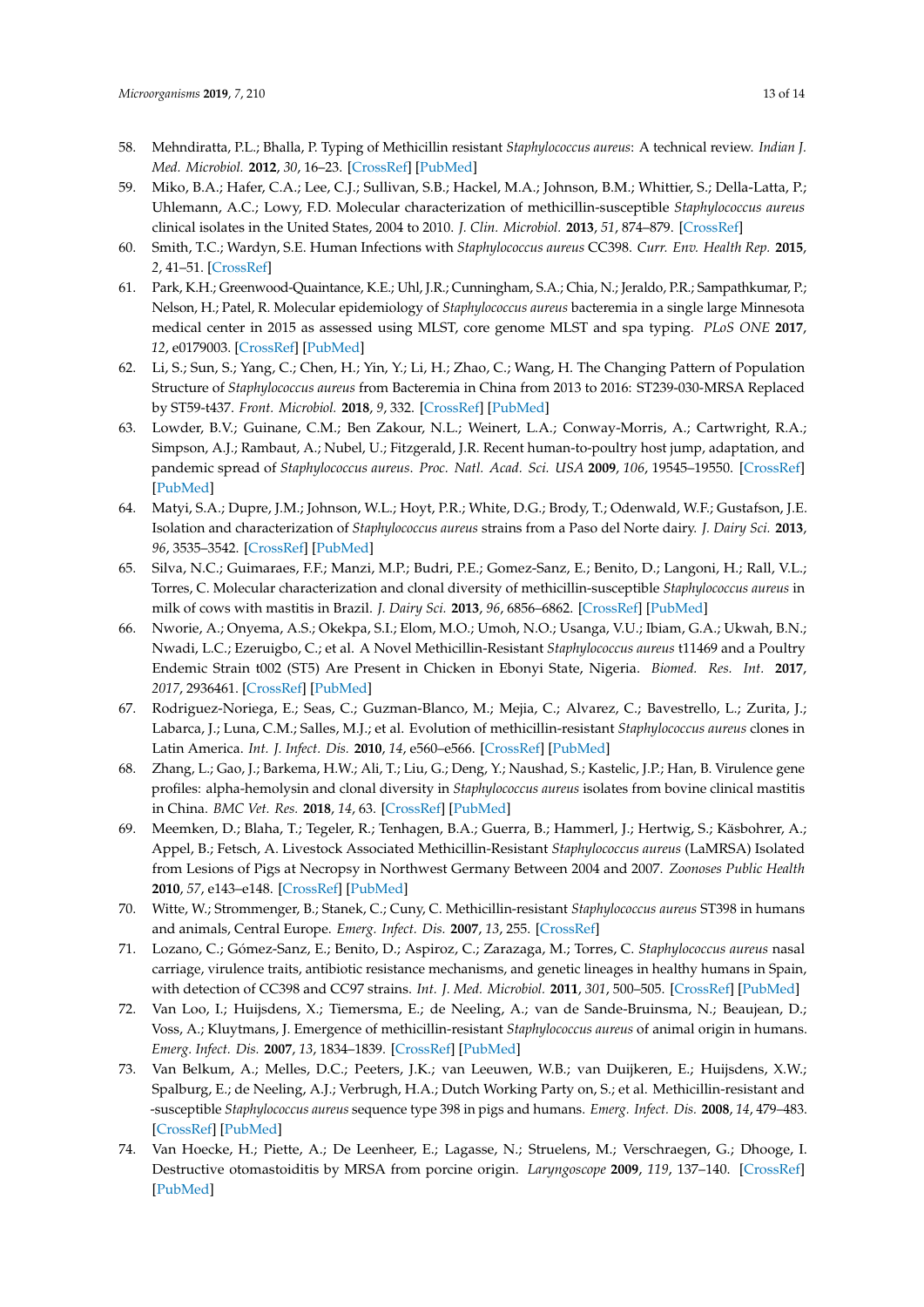58. Mehndiratta, P.L.; Bhalla, P. Typing of Methicillin resistant *Staphylococcus aureus*: A technical review. *Indian J. Med. Microbiol.* **2012**, *30*, 16–23. [CrossRef] [PubMed]
59. Miko, B.A.; Hafer, C.A.; Lee, C.J.; Sullivan, S.B.; Hackel, M.A.; Johnson, B.M.; Whittier, S.; Della-Latta, P.; Uhlemann, A.C.; Lowy, F.D. Molecular characterization of methicillin-susceptible *Staphylococcus aureus* clinical isolates in the United States, 2004 to 2010. *J. Clin. Microbiol.* **2013**, *51*, 874–879. [CrossRef]
60. Smith, T.C.; Wardyn, S.E. Human Infections with *Staphylococcus aureus* CC398. *Curr. Env. Health Rep.* **2015**, *2*, 41–51. [CrossRef]
61. Park, K.H.; Greenwood-Quaintance, K.E.; Uhl, J.R.; Cunningham, S.A.; Chia, N.; Jeraldo, P.R.; Sampathkumar, P.; Nelson, H.; Patel, R. Molecular epidemiology of *Staphylococcus aureus* bacteremia in a single large Minnesota medical center in 2015 as assessed using MLST, core genome MLST and spa typing. *PLoS ONE* **2017**, *12*, e0179003. [CrossRef] [PubMed]
62. Li, S.; Sun, S.; Yang, C.; Chen, H.; Yin, Y.; Li, H.; Zhao, C.; Wang, H. The Changing Pattern of Population Structure of *Staphylococcus aureus* from Bacteremia in China from 2013 to 2016: ST239-030-MRSA Replaced by ST59-t437. *Front. Microbiol.* **2018**, *9*, 332. [CrossRef] [PubMed]
63. Lowder, B.V.; Guinane, C.M.; Ben Zakour, N.L.; Weinert, L.A.; Conway-Morris, A.; Cartwright, R.A.; Simpson, A.J.; Rambaut, A.; Nubel, U.; Fitzgerald, J.R. Recent human-to-poultry host jump, adaptation, and pandemic spread of *Staphylococcus aureus*. *Proc. Natl. Acad. Sci. USA* **2009**, *106*, 19545–19550. [CrossRef] [PubMed]
64. Matyi, S.A.; Dupre, J.M.; Johnson, W.L.; Hoyt, P.R.; White, D.G.; Brody, T.; Odenwald, W.F.; Gustafson, J.E. Isolation and characterization of *Staphylococcus aureus* strains from a Paso del Norte dairy. *J. Dairy Sci.* **2013**, *96*, 3535–3542. [CrossRef] [PubMed]
65. Silva, N.C.; Guimaraes, F.F.; Manzi, M.P.; Budri, P.E.; Gomez-Sanz, E.; Benito, D.; Langoni, H.; Rall, V.L.; Torres, C. Molecular characterization and clonal diversity of methicillin-susceptible *Staphylococcus aureus* in milk of cows with mastitis in Brazil. *J. Dairy Sci.* **2013**, *96*, 6856–6862. [CrossRef] [PubMed]
66. Nworie, A.; Onyema, A.S.; Okekpa, S.I.; Elom, M.O.; Umoh, N.O.; Usanga, V.U.; Ibiam, G.A.; Ukwah, B.N.; Nwadi, L.C.; Ezeruigbo, C.; et al. A Novel Methicillin-Resistant *Staphylococcus aureus* t11469 and a Poultry Endemic Strain t002 (ST5) Are Present in Chicken in Ebonyi State, Nigeria. *Biomed. Res. Int.* **2017**, *2017*, 2936461. [CrossRef] [PubMed]
67. Rodriguez-Noriega, E.; Seas, C.; Guzman-Blanco, M.; Mejia, C.; Alvarez, C.; Bavestrello, L.; Zurita, J.; Labarca, J.; Luna, C.M.; Salles, M.J.; et al. Evolution of methicillin-resistant *Staphylococcus aureus* clones in Latin America. *Int. J. Infect. Dis.* **2010**, *14*, e560–e566. [CrossRef] [PubMed]
68. Zhang, L.; Gao, J.; Barkema, H.W.; Ali, T.; Liu, G.; Deng, Y.; Naushad, S.; Kastelic, J.P.; Han, B. Virulence gene profiles: alpha-hemolysin and clonal diversity in *Staphylococcus aureus* isolates from bovine clinical mastitis in China. *BMC Vet. Res.* **2018**, *14*, 63. [CrossRef] [PubMed]
69. Meemken, D.; Blaha, T.; Tegeler, R.; Tenhagen, B.A.; Guerra, B.; Hammerl, J.; Hertwig, S.; Käsbohrer, A.; Appel, B.; Fetsch, A. Livestock Associated Methicillin-Resistant *Staphylococcus aureus* (LaMRSA) Isolated from Lesions of Pigs at Necropsy in Northwest Germany Between 2004 and 2007. *Zoonoses Public Health* **2010**, *57*, e143–e148. [CrossRef] [PubMed]
70. Witte, W.; Strommenger, B.; Stanek, C.; Cuny, C. Methicillin-resistant *Staphylococcus aureus* ST398 in humans and animals, Central Europe. *Emerg. Infect. Dis.* **2007**, *13*, 255. [CrossRef]
71. Lozano, C.; Gómez-Sanz, E.; Benito, D.; Aspiroz, C.; Zarazaga, M.; Torres, C. *Staphylococcus aureus* nasal carriage, virulence traits, antibiotic resistance mechanisms, and genetic lineages in healthy humans in Spain, with detection of CC398 and CC97 strains. *Int. J. Med. Microbiol.* **2011**, *301*, 500–505. [CrossRef] [PubMed]
72. Van Loo, I.; Huijsdens, X.; Tiemersma, E.; de Neeling, A.; van de Sande-Bruinsma, N.; Beaujean, D.; Voss, A.; Kluytmans, J. Emergence of methicillin-resistant *Staphylococcus aureus* of animal origin in humans. *Emerg. Infect. Dis.* **2007**, *13*, 1834–1839. [CrossRef] [PubMed]
73. Van Belkum, A.; Melles, D.C.; Peeters, J.K.; van Leeuwen, W.B.; van Duijkeren, E.; Huijsdens, X.W.; Spalburg, E.; de Neeling, A.J.; Verbrugh, H.A.; Dutch Working Party on, S.; et al. Methicillin-resistant and -susceptible *Staphylococcus aureus* sequence type 398 in pigs and humans. *Emerg. Infect. Dis.* **2008**, *14*, 479–483. [CrossRef] [PubMed]
74. Van Hoecke, H.; Piette, A.; De Leenheer, E.; Lagasse, N.; Struelens, M.; Verschraegen, G.; Dhooge, I. Destructive otomastoiditis by MRSA from porcine origin. *Laryngoscope* **2009**, *119*, 137–140. [CrossRef] [PubMed]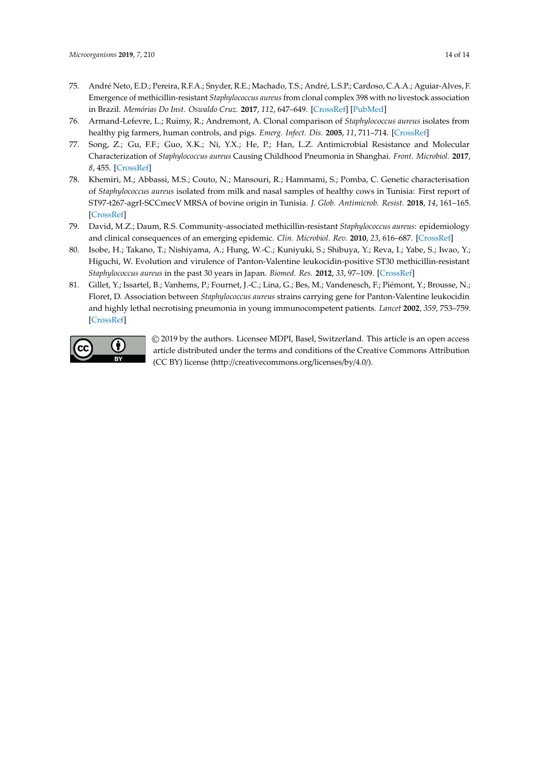75. André Neto, E.D.; Pereira, R.F.A.; Snyder, R.E.; Machado, T.S.; André, L.S.P.; Cardoso, C.A.A.; Aguiar-Alves, F. Emergence of methicillin-resistant *Staphylococcus aureus* from clonal complex 398 with no livestock association in Brazil. *Memórias Do Inst. Oswaldo Cruz.* **2017**, *112*, 647–649. [CrossRef] [PubMed]
76. Armand-Lefevre, L.; Ruimy, R.; Andremont, A. Clonal comparison of *Staphylococcus aureus* isolates from healthy pig farmers, human controls, and pigs. *Emerg. Infect. Dis.* **2005**, *11*, 711–714. [CrossRef]
77. Song, Z.; Gu, F.F.; Guo, X.K.; Ni, Y.X.; He, P.; Han, L.Z. Antimicrobial Resistance and Molecular Characterization of *Staphylococcus aureus* Causing Childhood Pneumonia in Shanghai. *Front. Microbiol.* **2017**, *8*, 455. [CrossRef]
78. Khemiri, M.; Abbassi, M.S.; Couto, N.; Mansouri, R.; Hammami, S.; Pomba, C. Genetic characterisation of *Staphylococcus aureus* isolated from milk and nasal samples of healthy cows in Tunisia: First report of ST97-t267-agrI-SCCmecV MRSA of bovine origin in Tunisia. *J. Glob. Antimicrob. Resist.* **2018**, *14*, 161–165. [CrossRef]
79. David, M.Z.; Daum, R.S. Community-associated methicillin-resistant *Staphylococcus aureus*: epidemiology and clinical consequences of an emerging epidemic. *Clin. Microbiol. Rev.* **2010**, *23*, 616–687. [CrossRef]
80. Isobe, H.; Takano, T.; Nishiyama, A.; Hung, W.-C.; Kuniyuki, S.; Shibuya, Y.; Reva, I.; Yabe, S.; Iwao, Y.; Higuchi, W. Evolution and virulence of Panton-Valentine leukocidin-positive ST30 methicillin-resistant *Staphylococcus aureus* in the past 30 years in Japan. *Biomed. Res.* **2012**, *33*, 97–109. [CrossRef]
81. Gillet, Y.; Issartel, B.; Vanhems, P.; Fournet, J.-C.; Lina, G.; Bes, M.; Vandenesch, F.; Piémont, Y.; Brousse, N.; Floret, D. Association between *Staphylococcus aureus* strains carrying gene for Panton-Valentine leukocidin and highly lethal necrotising pneumonia in young immunocompetent patients. *Lancet* **2002**, *359*, 753–759. [CrossRef]

© 2019 by the authors. Licensee MDPI, Basel, Switzerland. This article is an open access article distributed under the terms and conditions of the Creative Commons Attribution (CC BY) license (http://creativecommons.org/licenses/by/4.0/).